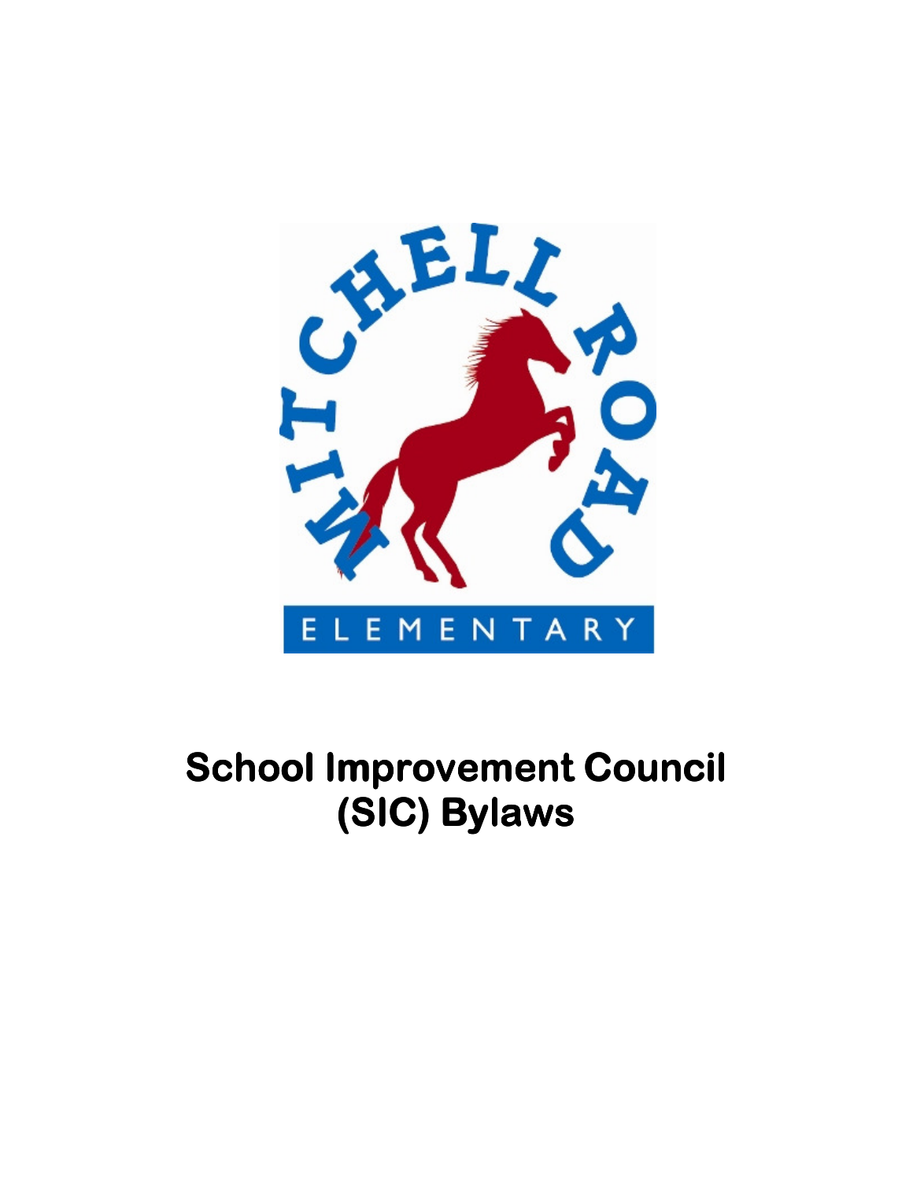MITCHELL ROAD

ELEMENTARY

# School Improvement Council (SIC) Bylaws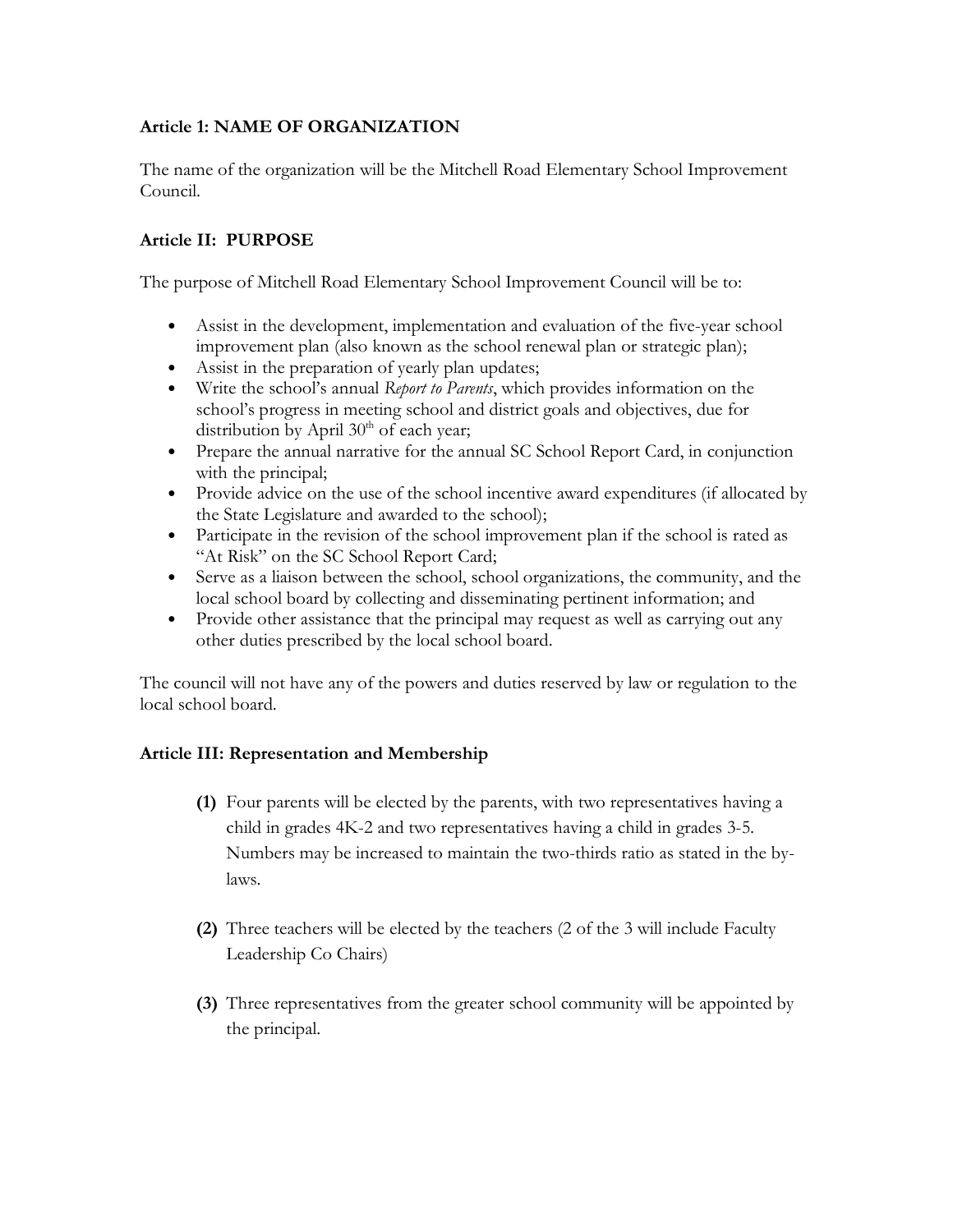**Article 1: NAME OF ORGANIZATION**

The name of the organization will be the Mitchell Road Elementary School Improvement Council.

**Article II: PURPOSE**

The purpose of Mitchell Road Elementary School Improvement Council will be to:

- Assist in the development, implementation and evaluation of the five-year school improvement plan (also known as the school renewal plan or strategic plan);
- Assist in the preparation of yearly plan updates;
- Write the school's annual *Report to Parents*, which provides information on the school's progress in meeting school and district goals and objectives, due for distribution by April 30th of each year;
- Prepare the annual narrative for the annual SC School Report Card, in conjunction with the principal;
- Provide advice on the use of the school incentive award expenditures (if allocated by the State Legislature and awarded to the school);
- Participate in the revision of the school improvement plan if the school is rated as "At Risk" on the SC School Report Card;
- Serve as a liaison between the school, school organizations, the community, and the local school board by collecting and disseminating pertinent information; and
- Provide other assistance that the principal may request as well as carrying out any other duties prescribed by the local school board.

The council will not have any of the powers and duties reserved by law or regulation to the local school board.

**Article III: Representation and Membership**

**(1)** Four parents will be elected by the parents, with two representatives having a child in grades 4K-2 and two representatives having a child in grades 3-5. Numbers may be increased to maintain the two-thirds ratio as stated in the by-laws.

**(2)** Three teachers will be elected by the teachers (2 of the 3 will include Faculty Leadership Co Chairs)

**(3)** Three representatives from the greater school community will be appointed by the principal.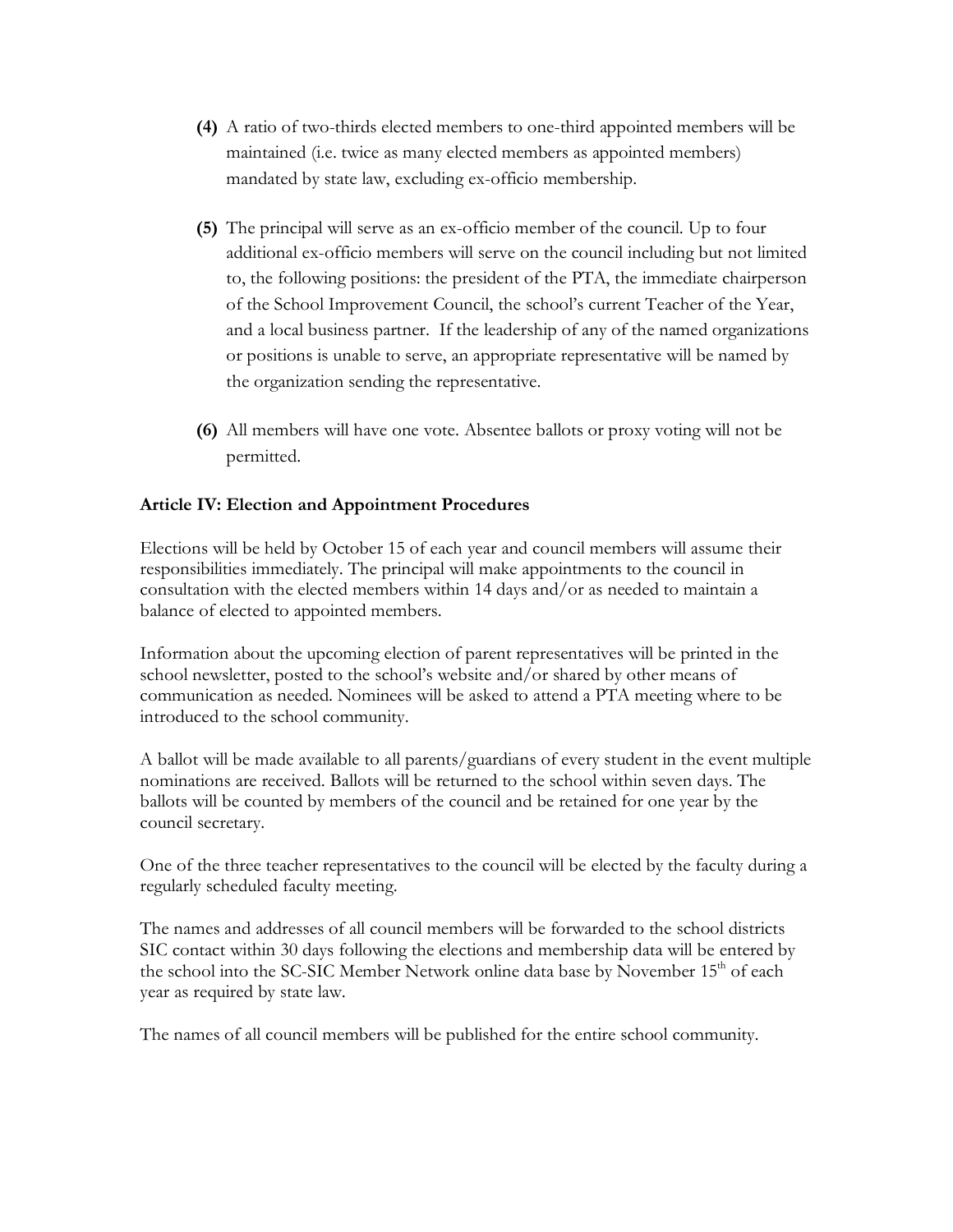**(4)** A ratio of two-thirds elected members to one-third appointed members will be maintained (i.e. twice as many elected members as appointed members) mandated by state law, excluding ex-officio membership.

**(5)** The principal will serve as an ex-officio member of the council. Up to four additional ex-officio members will serve on the council including but not limited to, the following positions: the president of the PTA, the immediate chairperson of the School Improvement Council, the school's current Teacher of the Year, and a local business partner. If the leadership of any of the named organizations or positions is unable to serve, an appropriate representative will be named by the organization sending the representative.

**(6)** All members will have one vote. Absentee ballots or proxy voting will not be permitted.

**Article IV: Election and Appointment Procedures**

Elections will be held by October 15 of each year and council members will assume their responsibilities immediately. The principal will make appointments to the council in consultation with the elected members within 14 days and/or as needed to maintain a balance of elected to appointed members.

Information about the upcoming election of parent representatives will be printed in the school newsletter, posted to the school's website and/or shared by other means of communication as needed. Nominees will be asked to attend a PTA meeting where to be introduced to the school community.

A ballot will be made available to all parents/guardians of every student in the event multiple nominations are received. Ballots will be returned to the school within seven days. The ballots will be counted by members of the council and be retained for one year by the council secretary.

One of the three teacher representatives to the council will be elected by the faculty during a regularly scheduled faculty meeting.

The names and addresses of all council members will be forwarded to the school districts SIC contact within 30 days following the elections and membership data will be entered by the school into the SC-SIC Member Network online data base by November 15th of each year as required by state law.

The names of all council members will be published for the entire school community.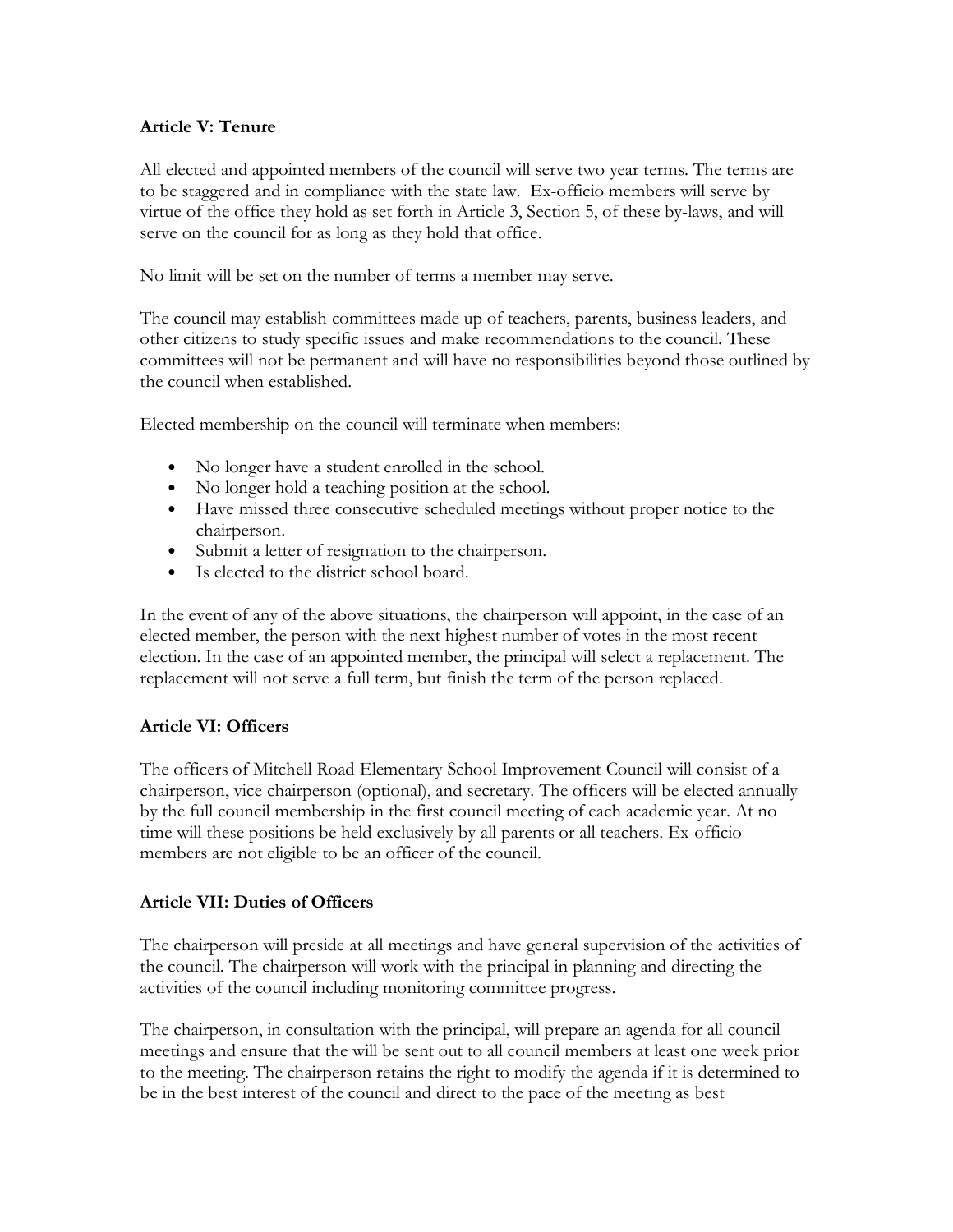**Article V: Tenure**

All elected and appointed members of the council will serve two year terms. The terms are to be staggered and in compliance with the state law. Ex-officio members will serve by virtue of the office they hold as set forth in Article 3, Section 5, of these by-laws, and will serve on the council for as long as they hold that office.

No limit will be set on the number of terms a member may serve.

The council may establish committees made up of teachers, parents, business leaders, and other citizens to study specific issues and make recommendations to the council. These committees will not be permanent and will have no responsibilities beyond those outlined by the council when established.

Elected membership on the council will terminate when members:

- No longer have a student enrolled in the school.
- No longer hold a teaching position at the school.
- Have missed three consecutive scheduled meetings without proper notice to the chairperson.
- Submit a letter of resignation to the chairperson.
- Is elected to the district school board.

In the event of any of the above situations, the chairperson will appoint, in the case of an elected member, the person with the next highest number of votes in the most recent election. In the case of an appointed member, the principal will select a replacement. The replacement will not serve a full term, but finish the term of the person replaced.

**Article VI: Officers**

The officers of Mitchell Road Elementary School Improvement Council will consist of a chairperson, vice chairperson (optional), and secretary. The officers will be elected annually by the full council membership in the first council meeting of each academic year. At no time will these positions be held exclusively by all parents or all teachers. Ex-officio members are not eligible to be an officer of the council.

**Article VII: Duties of Officers**

The chairperson will preside at all meetings and have general supervision of the activities of the council. The chairperson will work with the principal in planning and directing the activities of the council including monitoring committee progress.

The chairperson, in consultation with the principal, will prepare an agenda for all council meetings and ensure that the will be sent out to all council members at least one week prior to the meeting. The chairperson retains the right to modify the agenda if it is determined to be in the best interest of the council and direct to the pace of the meeting as best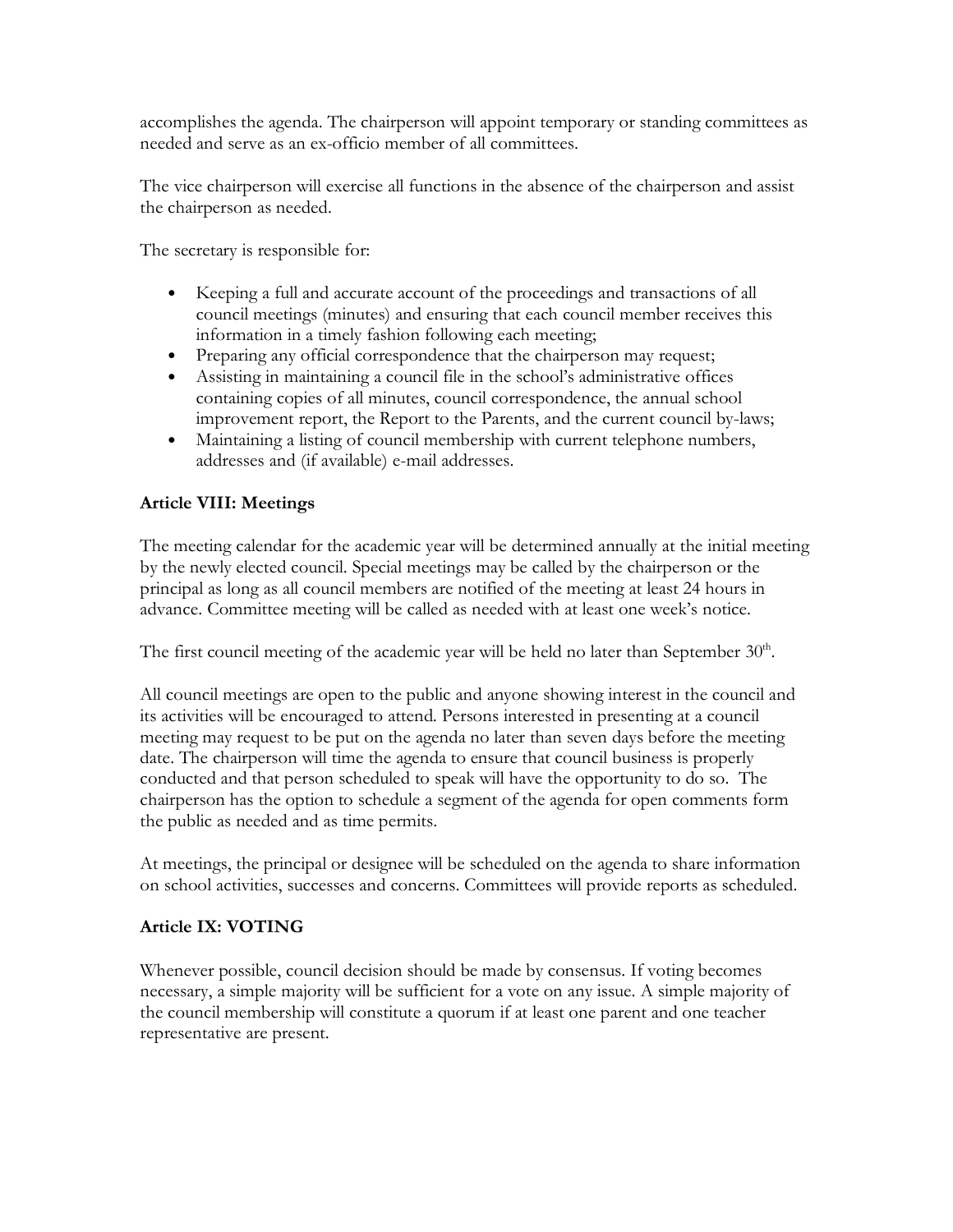accomplishes the agenda. The chairperson will appoint temporary or standing committees as needed and serve as an ex-officio member of all committees.

The vice chairperson will exercise all functions in the absence of the chairperson and assist the chairperson as needed.

The secretary is responsible for:

- Keeping a full and accurate account of the proceedings and transactions of all council meetings (minutes) and ensuring that each council member receives this information in a timely fashion following each meeting;
- Preparing any official correspondence that the chairperson may request;
- Assisting in maintaining a council file in the school's administrative offices containing copies of all minutes, council correspondence, the annual school improvement report, the Report to the Parents, and the current council by-laws;
- Maintaining a listing of council membership with current telephone numbers, addresses and (if available) e-mail addresses.

**Article VIII: Meetings**

The meeting calendar for the academic year will be determined annually at the initial meeting by the newly elected council. Special meetings may be called by the chairperson or the principal as long as all council members are notified of the meeting at least 24 hours in advance. Committee meeting will be called as needed with at least one week's notice.

The first council meeting of the academic year will be held no later than September 30th.

All council meetings are open to the public and anyone showing interest in the council and its activities will be encouraged to attend. Persons interested in presenting at a council meeting may request to be put on the agenda no later than seven days before the meeting date. The chairperson will time the agenda to ensure that council business is properly conducted and that person scheduled to speak will have the opportunity to do so. The chairperson has the option to schedule a segment of the agenda for open comments form the public as needed and as time permits.

At meetings, the principal or designee will be scheduled on the agenda to share information on school activities, successes and concerns. Committees will provide reports as scheduled.

**Article IX: VOTING**

Whenever possible, council decision should be made by consensus. If voting becomes necessary, a simple majority will be sufficient for a vote on any issue. A simple majority of the council membership will constitute a quorum if at least one parent and one teacher representative are present.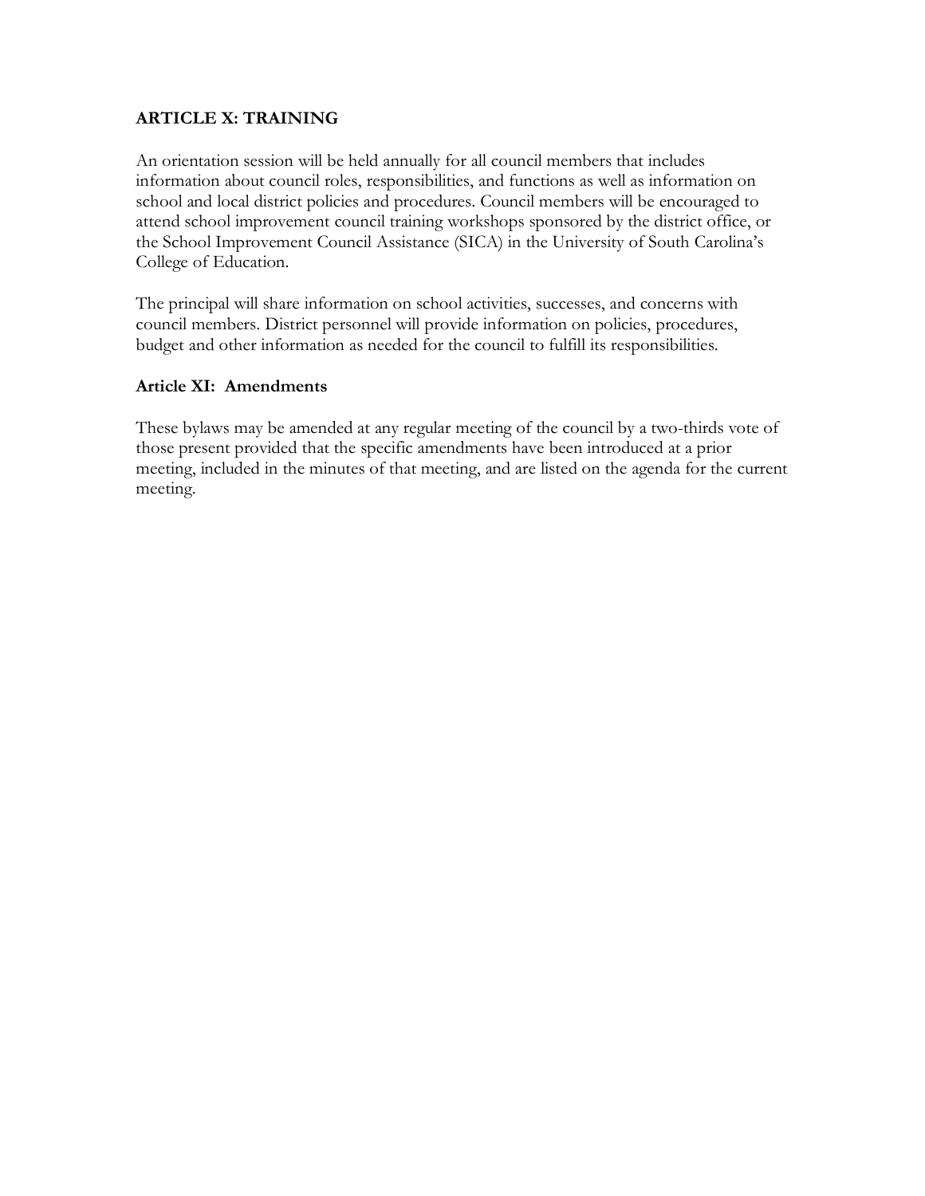## ARTICLE X: TRAINING

An orientation session will be held annually for all council members that includes information about council roles, responsibilities, and functions as well as information on school and local district policies and procedures. Council members will be encouraged to attend school improvement council training workshops sponsored by the district office, or the School Improvement Council Assistance (SICA) in the University of South Carolina's College of Education.

The principal will share information on school activities, successes, and concerns with council members. District personnel will provide information on policies, procedures, budget and other information as needed for the council to fulfill its responsibilities.

## Article XI: Amendments

These bylaws may be amended at any regular meeting of the council by a two-thirds vote of those present provided that the specific amendments have been introduced at a prior meeting, included in the minutes of that meeting, and are listed on the agenda for the current meeting.